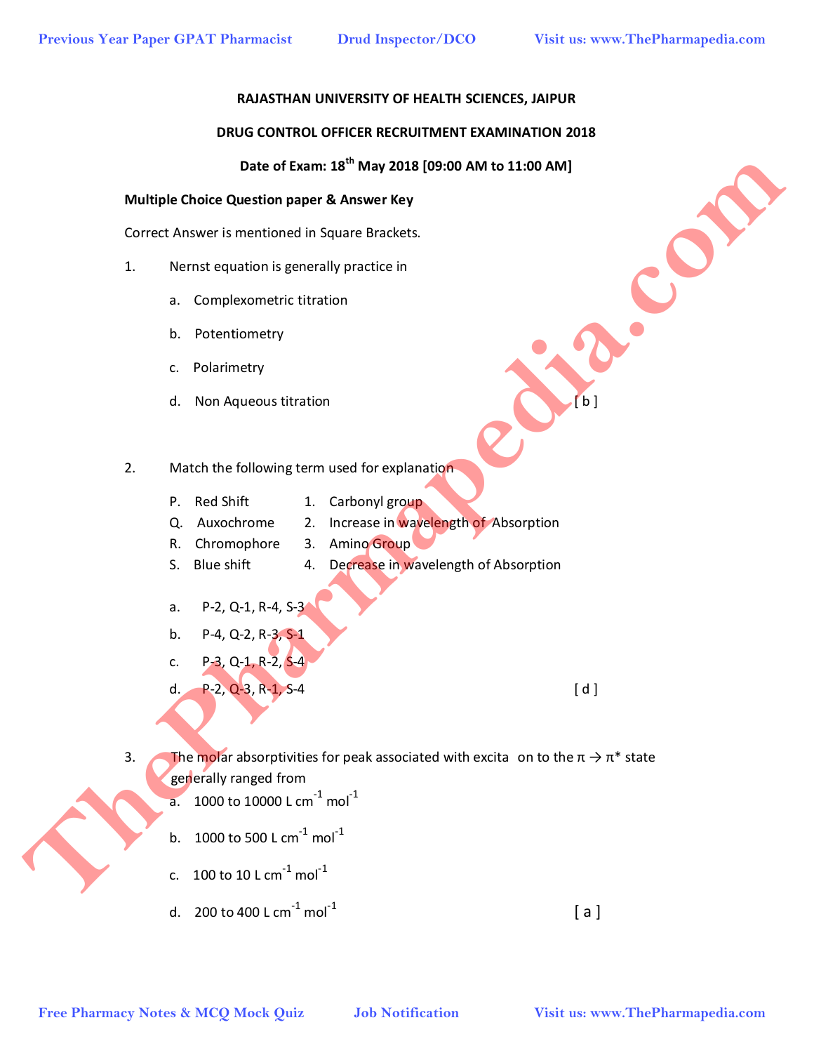**RAJASTHAN UNIVERSITY OF HEALTH SCIENCES, JAIPUR**

**DRUG CONTROL OFFICER RECRUITMENT EXAMINATION 2018**

**Date of Exam: 18th May 2018 [09:00 AM to 11:00 AM]**

**Multiple Choice Question paper & Answer Key**

Correct Answer is mentioned in Square Brackets.

1. Nernst equation is generally practice in

   a. Complexometric titration

   b. Potentiometry

   c. Polarimetry

   d. Non Aqueous titration [ b ]

2. Match the following term used for explanation

   | | | | |
   |---|---|---|---|
   | P. | Red Shift | 1. | Carbonyl group |
   | Q. | Auxochrome | 2. | Increase in wavelength of Absorption |
   | R. | Chromophore | 3. | Amino Group |
   | S. | Blue shift | 4. | Decrease in wavelength of Absorption |

   a. P-2, Q-1, R-4, S-3

   b. P-4, Q-2, R-3, S-1

   c. P-3, Q-1, R-2, S-4

   d. P-2, Q-3, R-1, S-4 [ d ]

3. The molar absorptivities for peak associated with excita on to the $\pi \rightarrow \pi^*$ state generally ranged from

   a. 1000 to 10000 L $cm^{-1}$ $mol^{-1}$

   b. 1000 to 500 L $cm^{-1}$ $mol^{-1}$

   c. 100 to 10 L $cm^{-1}$ $mol^{-1}$

   d. 200 to 400 L $cm^{-1}$ $mol^{-1}$ [ a ]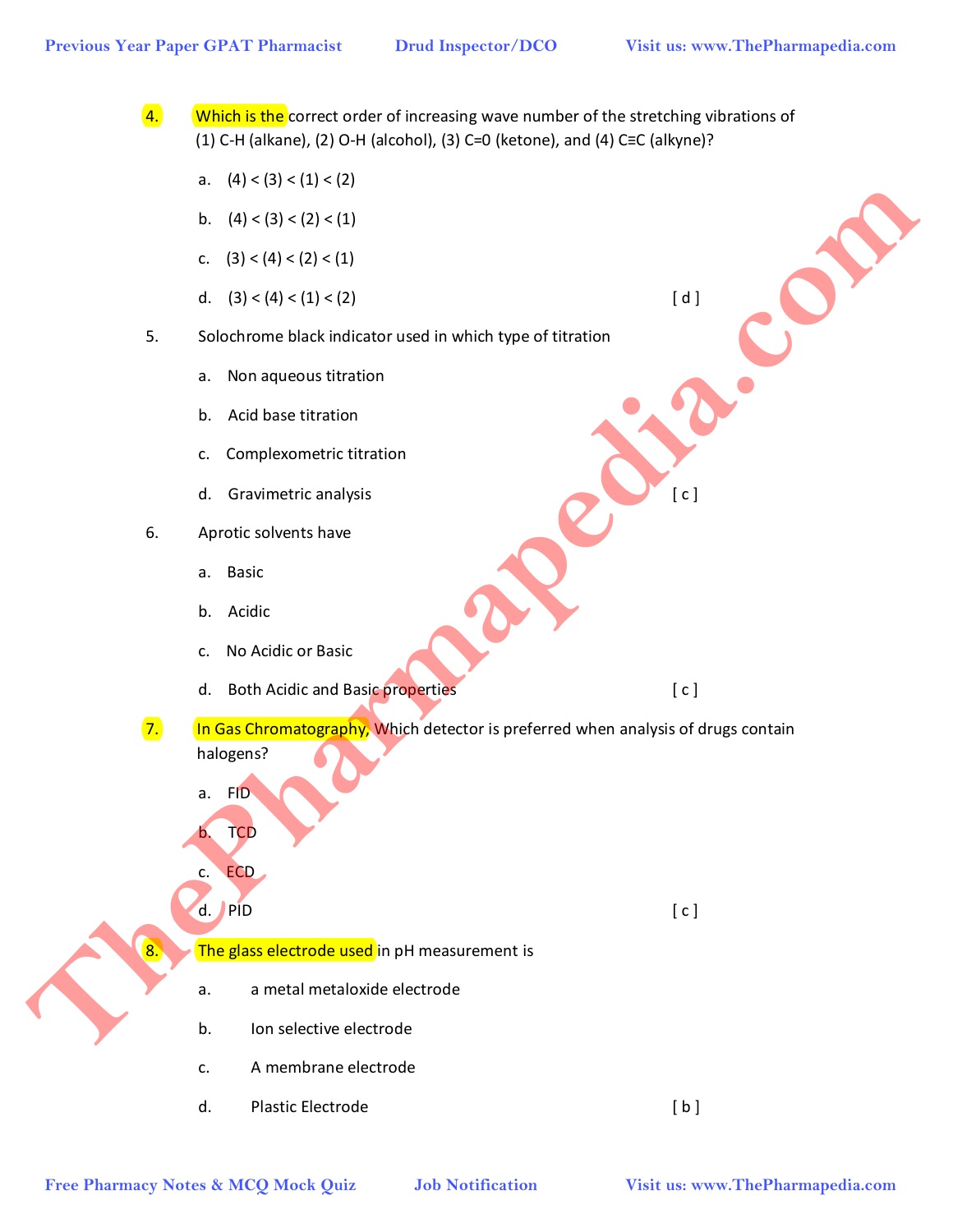4. Which is the correct order of increasing wave number of the stretching vibrations of (1) C-H (alkane), (2) O-H (alcohol), (3) C=0 (ketone), and (4) C≡C (alkyne)?

   a. (4) < (3) < (1) < (2)

   b. (4) < (3) < (2) < (1)

   c. (3) < (4) < (2) < (1)

   d. (3) < (4) < (1) < (2) [ d ]

5. Solochrome black indicator used in which type of titration

   a. Non aqueous titration

   b. Acid base titration

   c. Complexometric titration

   d. Gravimetric analysis [ c ]

6. Aprotic solvents have

   a. Basic

   b. Acidic

   c. No Acidic or Basic

   d. Both Acidic and Basic properties [ c ]

7. In Gas Chromatography, Which detector is preferred when analysis of drugs contain halogens?

   a. FID

   b. TCD

   c. ECD

   d. PID [ c ]

8. The glass electrode used in pH measurement is

   a. a metal metaloxide electrode

   b. Ion selective electrode

   c. A membrane electrode

   d. Plastic Electrode [ b ]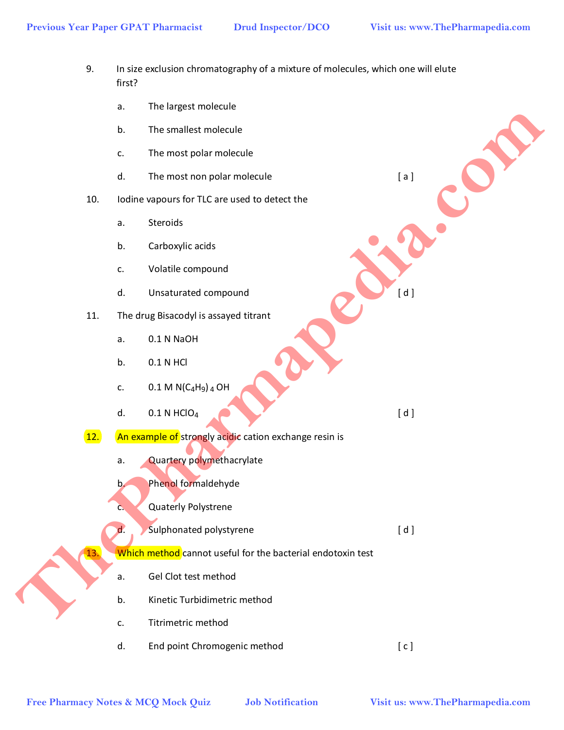9. In size exclusion chromatography of a mixture of molecules, which one will elute first?

   a. The largest molecule

   b. The smallest molecule

   c. The most polar molecule

   d. The most non polar molecule [ a ]

10. Iodine vapours for TLC are used to detect the

    a. Steroids

    b. Carboxylic acids

    c. Volatile compound

    d. Unsaturated compound [ d ]

11. The drug Bisacodyl is assayed titrant

    a. 0.1 N NaOH

    b. 0.1 N HCl

    c. 0.1 M $N(C_4H_9)_4OH$

    d. 0.1 N $HClO_4$ [ d ]

12. An example of strongly acidic cation exchange resin is

    a. Quartery polymethacrylate

    b. Phenol formaldehyde

    c. Quaterly Polystrene

    d. Sulphonated polystyrene [ d ]

13. Which method cannot useful for the bacterial endotoxin test

    a. Gel Clot test method

    b. Kinetic Turbidimetric method

    c. Titrimetric method

    d. End point Chromogenic method [ c ]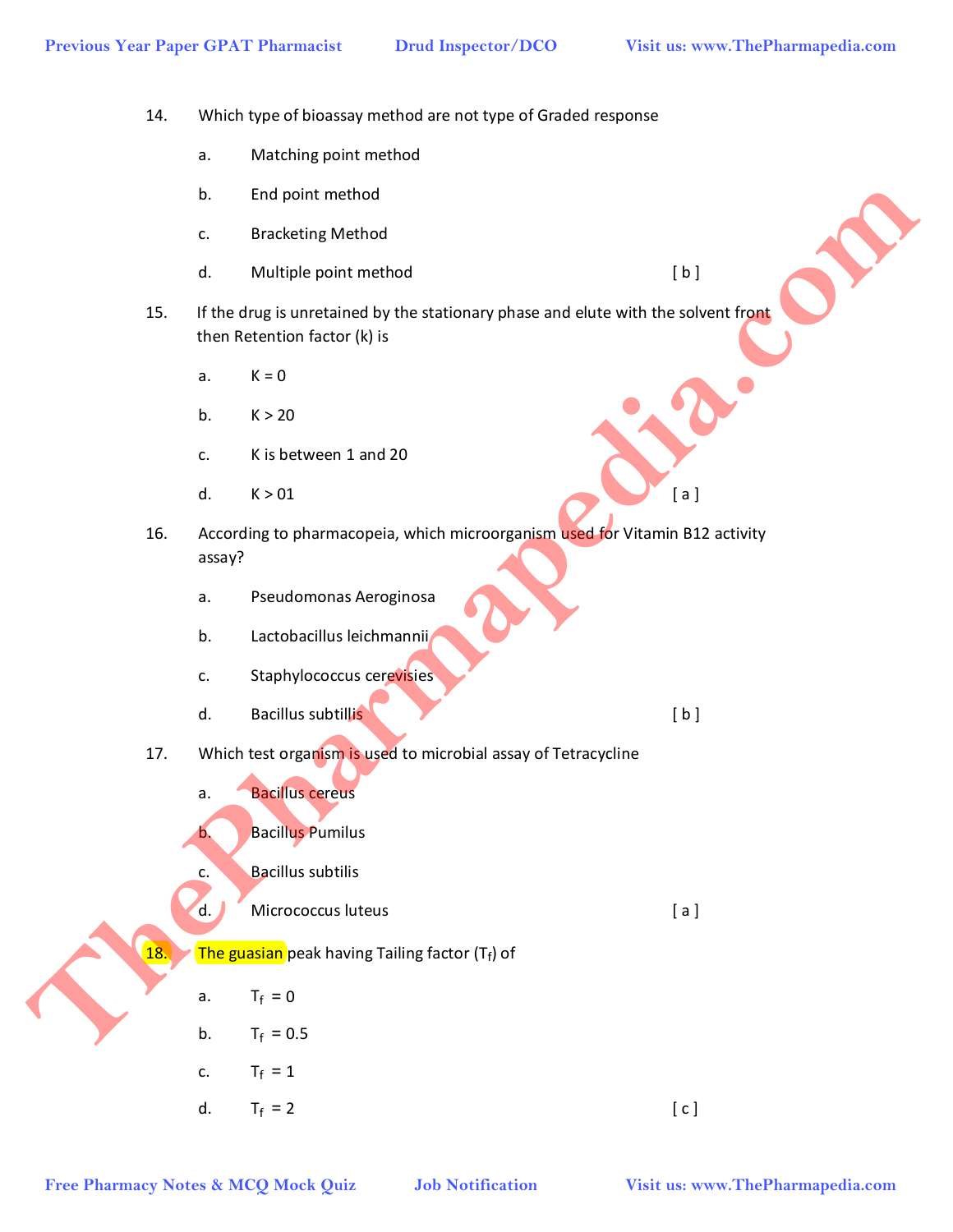14. Which type of bioassay method are not type of Graded response

 a. Matching point method

 b. End point method

 c. Bracketing Method

 d. Multiple point method [ b ]

15. If the drug is unretained by the stationary phase and elute with the solvent front then Retention factor (k) is

 a. K = 0

 b. K > 20

 c. K is between 1 and 20

 d. K > 01 [ a ]

16. According to pharmacopeia, which microorganism used for Vitamin B12 activity assay?

 a. Pseudomonas Aeroginosa

 b. Lactobacillus leichmannii

 c. Staphylococcus cerevisies

 d. Bacillus subtillis [ b ]

17. Which test organism is used to microbial assay of Tetracycline

 a. Bacillus cereus

 b. Bacillus Pumilus

 c. Bacillus subtilis

 d. Micrococcus luteus [ a ]

18. The guasian peak having Tailing factor ($T_f$) of

 a. $T_f = 0$

 b. $T_f = 0.5$

 c. $T_f = 1$

 d. $T_f = 2$ [ c ]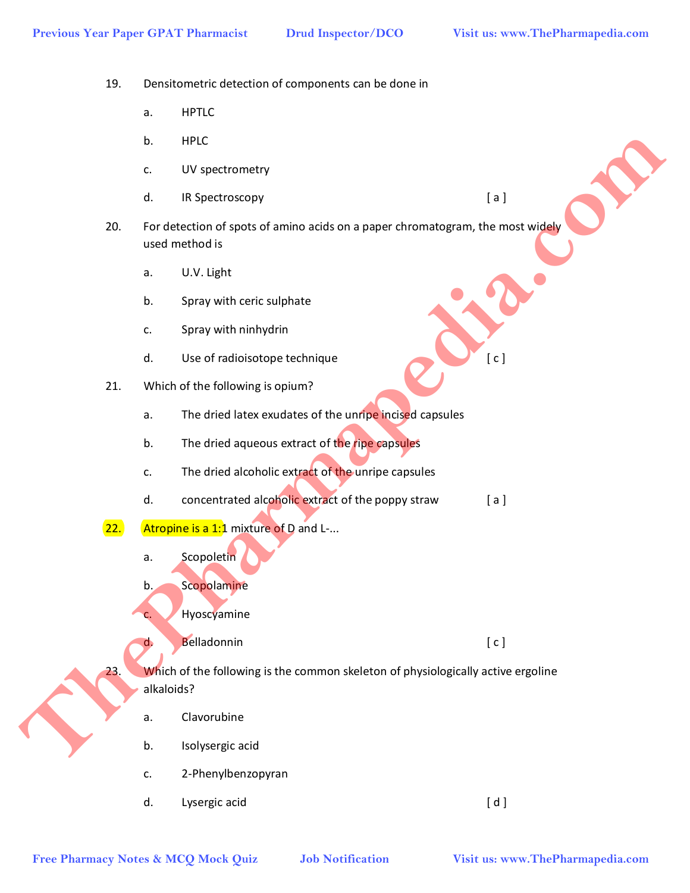19. Densitometric detection of components can be done in

    a. HPTLC

    b. HPLC

    c. UV spectrometry

    d. IR Spectroscopy [ a ]

20. For detection of spots of amino acids on a paper chromatogram, the most widely used method is

    a. U.V. Light

    b. Spray with ceric sulphate

    c. Spray with ninhydrin

    d. Use of radioisotope technique [ c ]

21. Which of the following is opium?

    a. The dried latex exudates of the unripe incised capsules

    b. The dried aqueous extract of the ripe capsules

    c. The dried alcoholic extract of the unripe capsules

    d. concentrated alcoholic extract of the poppy straw [ a ]

22. Atropine is a 1:1 mixture of D and L-...

    a. Scopoletin

    b. Scopolamine

    c. Hyoscyamine

    d. Belladonnin [ c ]

23. Which of the following is the common skeleton of physiologically active ergoline alkaloids?

    a. Clavorubine

    b. Isolysergic acid

    c. 2-Phenylbenzopyran

    d. Lysergic acid [ d ]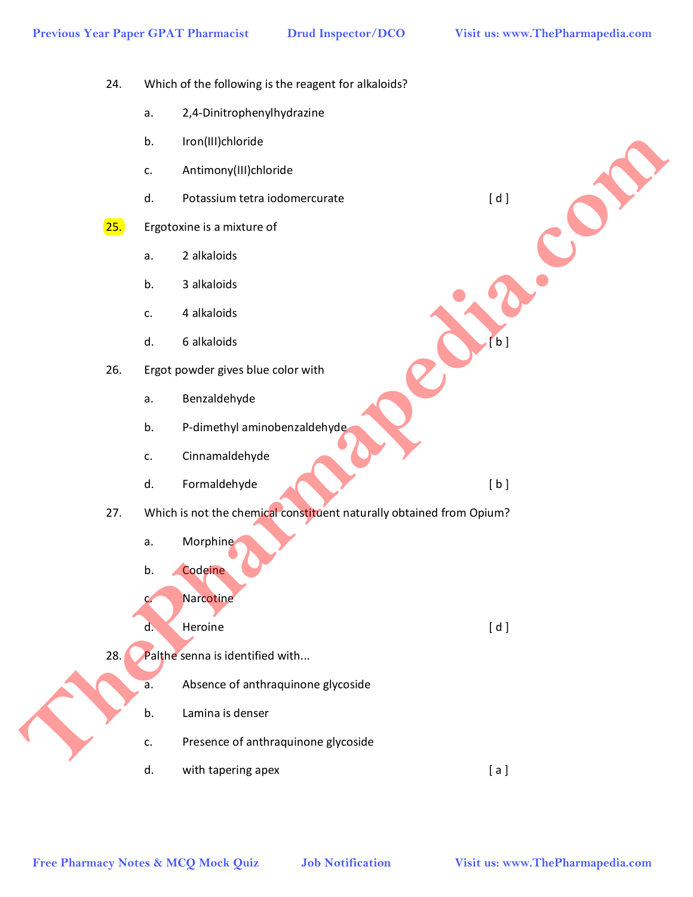24. Which of the following is the reagent for alkaloids?

    a. 2,4-Dinitrophenylhydrazine

    b. Iron(III)chloride

    c. Antimony(III)chloride

    d. Potassium tetra iodomercurate [ d ]

25. Ergotoxine is a mixture of

    a. 2 alkaloids

    b. 3 alkaloids

    c. 4 alkaloids

    d. 6 alkaloids [ b ]

26. Ergot powder gives blue color with

    a. Benzaldehyde

    b. P-dimethyl aminobenzaldehyde

    c. Cinnamaldehyde

    d. Formaldehyde [ b ]

27. Which is not the chemical constituent naturally obtained from Opium?

    a. Morphine

    b. Codeine

    c. Narcotine

    d. Heroine [ d ]

28. Palthe senna is identified with...

    a. Absence of anthraquinone glycoside

    b. Lamina is denser

    c. Presence of anthraquinone glycoside

    d. with tapering apex [ a ]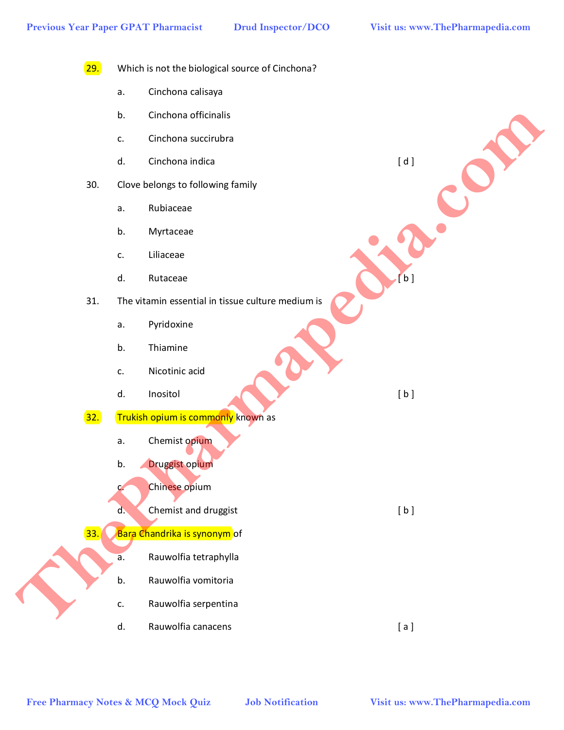29. Which is not the biological source of Cinchona?

  a. Cinchona calisaya
  b. Cinchona officinalis
  c. Cinchona succirubra
  d. Cinchona indica [ d ]

30. Clove belongs to following family

  a. Rubiaceae
  b. Myrtaceae
  c. Liliaceae
  d. Rutaceae [ b ]

31. The vitamin essential in tissue culture medium is

  a. Pyridoxine
  b. Thiamine
  c. Nicotinic acid
  d. Inositol [ b ]

32. Trukish opium is commonly known as

  a. Chemist opium
  b. Druggist opium
  c. Chinese opium
  d. Chemist and druggist [ b ]

33. Bara Chandrika is synonym of

  a. Rauwolfia tetraphylla
  b. Rauwolfia vomitoria
  c. Rauwolfia serpentina
  d. Rauwolfia canacens [ a ]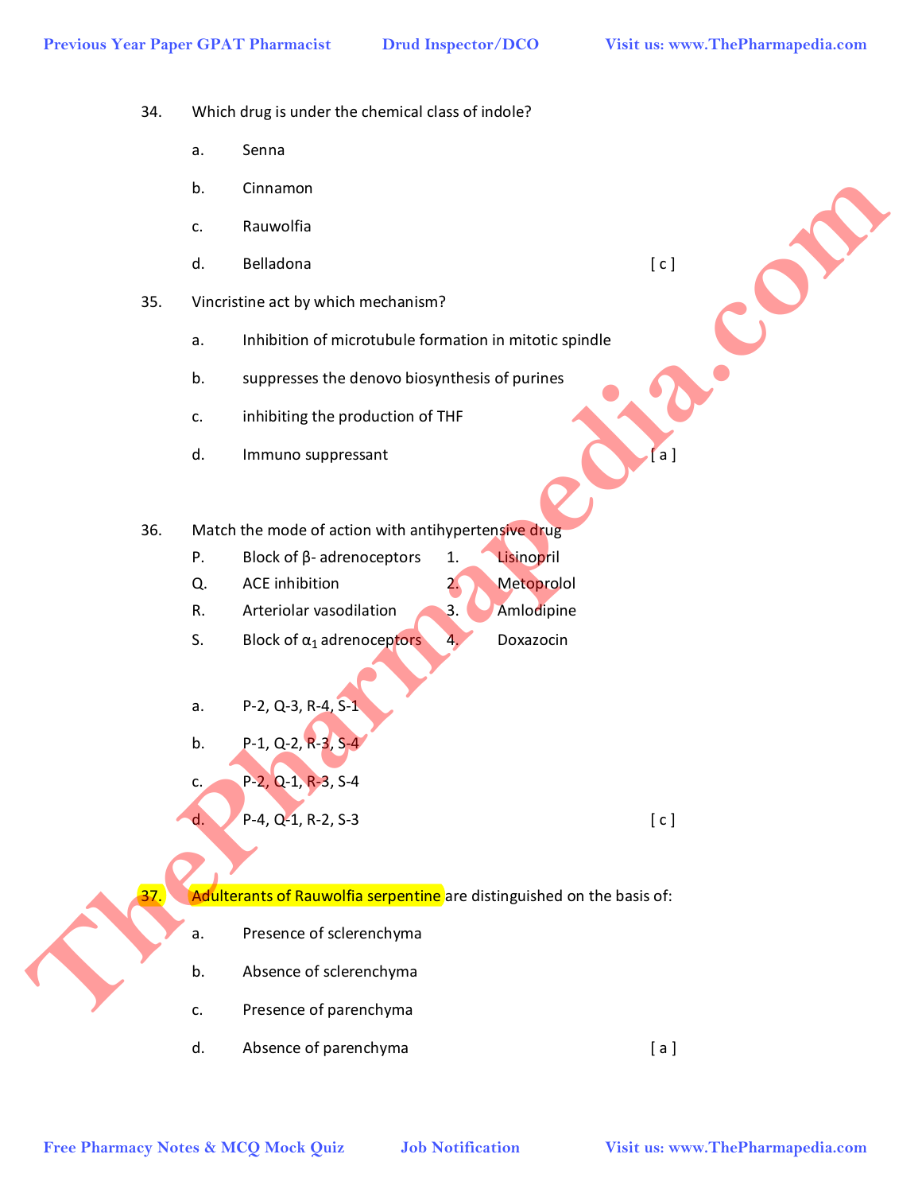34. Which drug is under the chemical class of indole?

a. Senna

b. Cinnamon

c. Rauwolfia

d. Belladona [ c ]

35. Vincristine act by which mechanism?

a. Inhibition of microtubule formation in mitotic spindle

b. suppresses the denovo biosynthesis of purines

c. inhibiting the production of THF

d. Immuno suppressant [ a ]

36. Match the mode of action with antihypertensive drug

| | | | |
|---|---|---|---|
| P. | Block of β- adrenoceptors | 1. | Lisinopril |
| Q. | ACE inhibition | 2. | Metoprolol |
| R. | Arteriolar vasodilation | 3. | Amlodipine |
| S. | Block of $\alpha_1$ adrenoceptors | 4. | Doxazocin |

a. P-2, Q-3, R-4, S-1

b. P-1, Q-2, R-3, S-4

c. P-2, Q-1, R-3, S-4

d. P-4, Q-1, R-2, S-3 [ c ]

37. Adulterants of Rauwolfia serpentine are distinguished on the basis of:

a. Presence of sclerenchyma

b. Absence of sclerenchyma

c. Presence of parenchyma

d. Absence of parenchyma [ a ]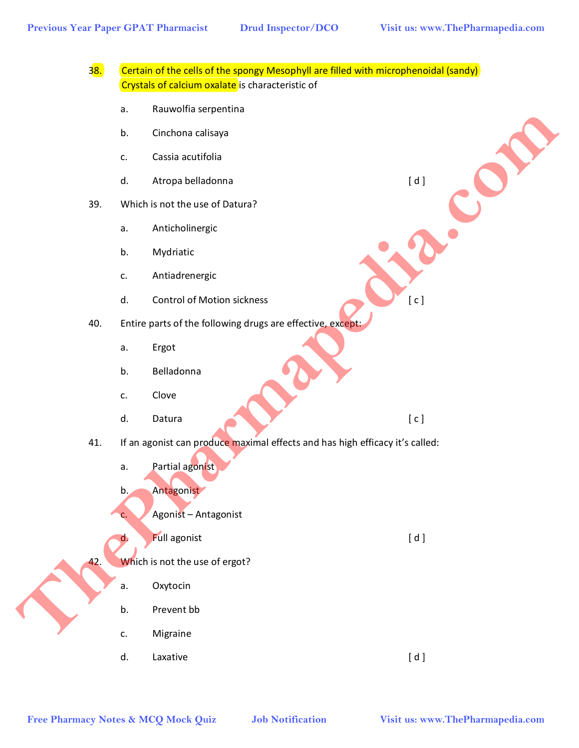38. Certain of the cells of the spongy Mesophyll are filled with microphenoidal (sandy) Crystals of calcium oxalate is characteristic of

a. Rauwolfia serpentina

b. Cinchona calisaya

c. Cassia acutifolia

d. Atropa belladonna [ d ]

39. Which is not the use of Datura?

a. Anticholinergic

b. Mydriatic

c. Antiadrenergic

d. Control of Motion sickness [ c ]

40. Entire parts of the following drugs are effective, except:

a. Ergot

b. Belladonna

c. Clove

d. Datura [ c ]

41. If an agonist can produce maximal effects and has high efficacy it's called:

a. Partial agonist

b. Antagonist

c. Agonist – Antagonist

d. Full agonist [ d ]

42. Which is not the use of ergot?

a. Oxytocin

b. Prevent bb

c. Migraine

d. Laxative [ d ]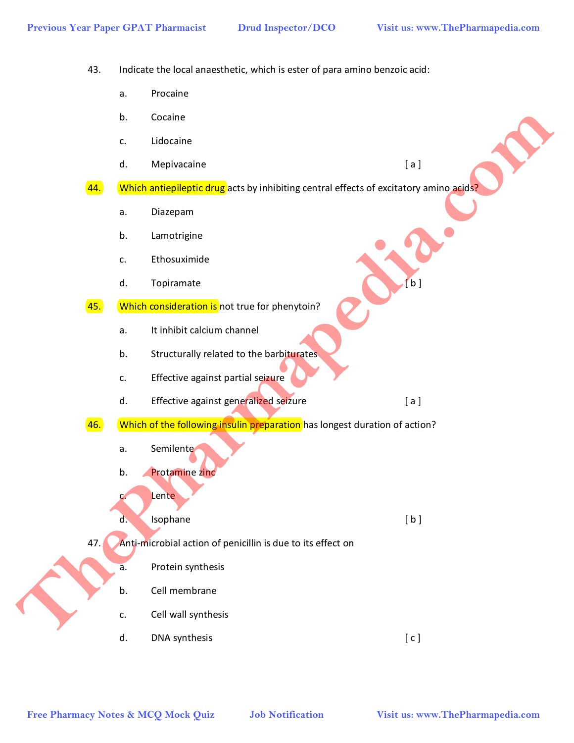43. Indicate the local anaesthetic, which is ester of para amino benzoic acid:

a. Procaine

b. Cocaine

c. Lidocaine

d. Mepivacaine [ a ]

44. Which antiepileptic drug acts by inhibiting central effects of excitatory amino acids?

a. Diazepam

b. Lamotrigine

c. Ethosuximide

d. Topiramate [ b ]

45. Which consideration is not true for phenytoin?

a. It inhibit calcium channel

b. Structurally related to the barbiturates

c. Effective against partial seizure

d. Effective against generalized seizure [ a ]

46. Which of the following insulin preparation has longest duration of action?

a. Semilente

b. Protamine zinc

c. Lente

d. Isophane [ b ]

47. Anti-microbial action of penicillin is due to its effect on

a. Protein synthesis

b. Cell membrane

c. Cell wall synthesis

d. DNA synthesis [ c ]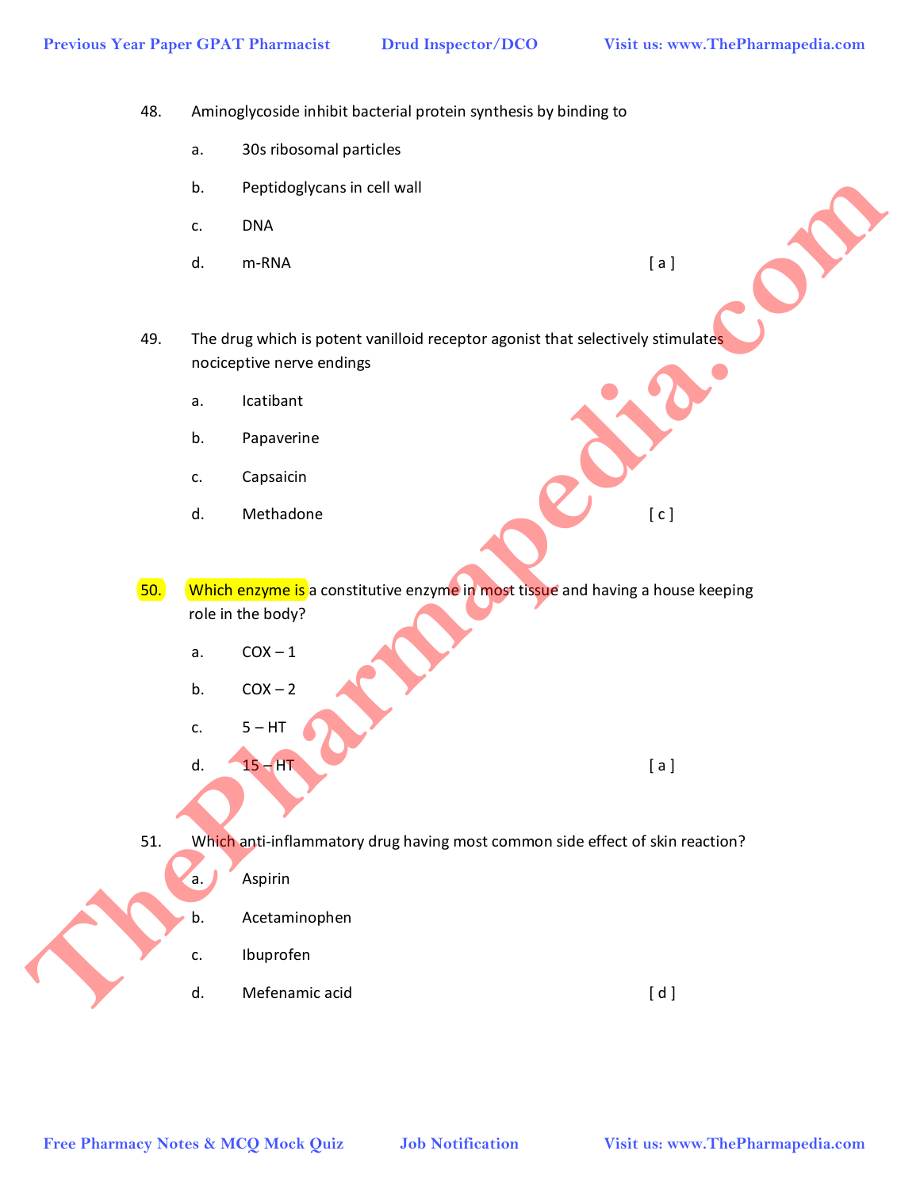48. Aminoglycoside inhibit bacterial protein synthesis by binding to

a. 30s ribosomal particles

b. Peptidoglycans in cell wall

c. DNA

d. m-RNA [ a ]

49. The drug which is potent vanilloid receptor agonist that selectively stimulates nociceptive nerve endings

a. Icatibant

b. Papaverine

c. Capsaicin

d. Methadone [ c ]

50. Which enzyme is a constitutive enzyme in most tissue and having a house keeping role in the body?

a. COX – 1

b. COX – 2

c. 5 – HT

d. 15 – HT [ a ]

51. Which anti-inflammatory drug having most common side effect of skin reaction?

a. Aspirin

b. Acetaminophen

c. Ibuprofen

d. Mefenamic acid [ d ]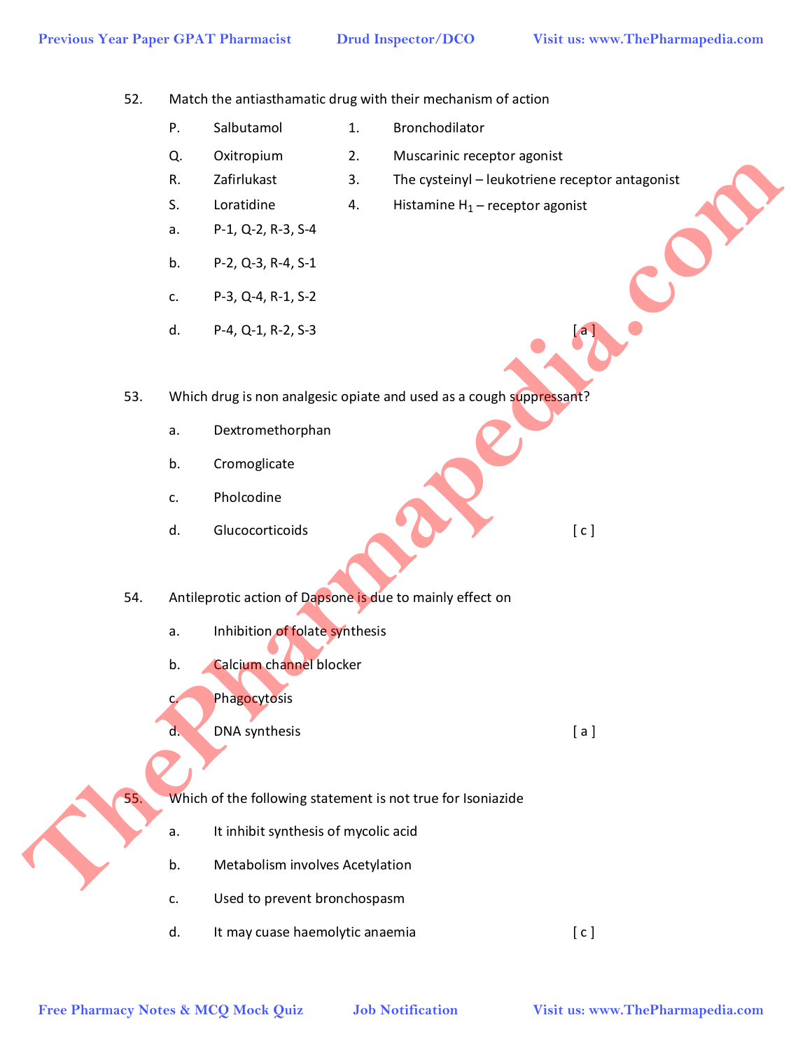52. Match the antiasthamatic drug with their mechanism of action

| | | | |
|---|---|---|---|
| P. | Salbutamol | 1. | Bronchodilator |
| Q. | Oxitropium | 2. | Muscarinic receptor agonist |
| R. | Zafirlukast | 3. | The cysteinyl – leukotriene receptor antagonist |
| S. | Loratidine | 4. | Histamine $H_1$ – receptor agonist |

a. P-1, Q-2, R-3, S-4

b. P-2, Q-3, R-4, S-1

c. P-3, Q-4, R-1, S-2

d. P-4, Q-1, R-2, S-3 [ a ]

53. Which drug is non analgesic opiate and used as a cough suppressant?

a. Dextromethorphan

b. Cromoglicate

c. Pholcodine

d. Glucocorticoids [ c ]

54. Antileprotic action of Dapsone is due to mainly effect on

a. Inhibition of folate synthesis

b. Calcium channel blocker

c. Phagocytosis

d. DNA synthesis [ a ]

55. Which of the following statement is not true for Isoniazide

a. It inhibit synthesis of mycolic acid

b. Metabolism involves Acetylation

c. Used to prevent bronchospasm

d. It may cuase haemolytic anaemia [ c ]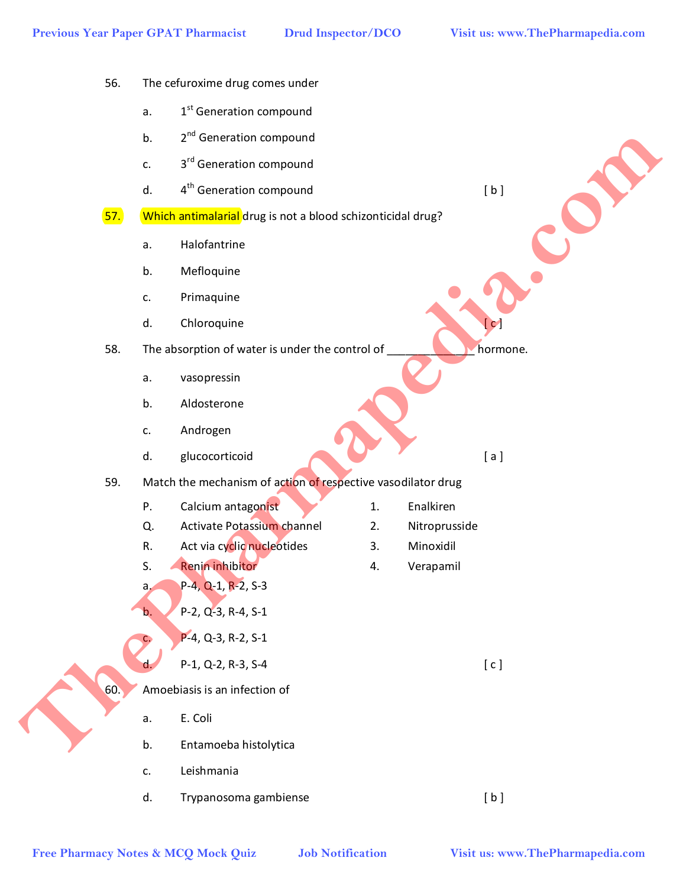56. The cefuroxime drug comes under

   a. 1st Generation compound

   b. 2nd Generation compound

   c. 3rd Generation compound

   d. 4th Generation compound [ b ]

57. Which antimalarial drug is not a blood schizonticidal drug?

   a. Halofantrine

   b. Mefloquine

   c. Primaquine

   d. Chloroquine [ c ]

58. The absorption of water is under the control of _____________ hormone.

   a. vasopressin

   b. Aldosterone

   c. Androgen

   d. glucocorticoid [ a ]

59. Match the mechanism of action of respective vasodilator drug

| | | | |
|---|---|---|---|
| P. | Calcium antagonist | 1. | Enalkiren |
| Q. | Activate Potassium channel | 2. | Nitroprusside |
| R. | Act via cyclic nucleotides | 3. | Minoxidil |
| S. | Renin inhibitor | 4. | Verapamil |

   a. P-4, Q-1, R-2, S-3

   b. P-2, Q-3, R-4, S-1

   c. P-4, Q-3, R-2, S-1

   d. P-1, Q-2, R-3, S-4 [ c ]

60. Amoebiasis is an infection of

   a. E. Coli

   b. Entamoeba histolytica

   c. Leishmania

   d. Trypanosoma gambiense [ b ]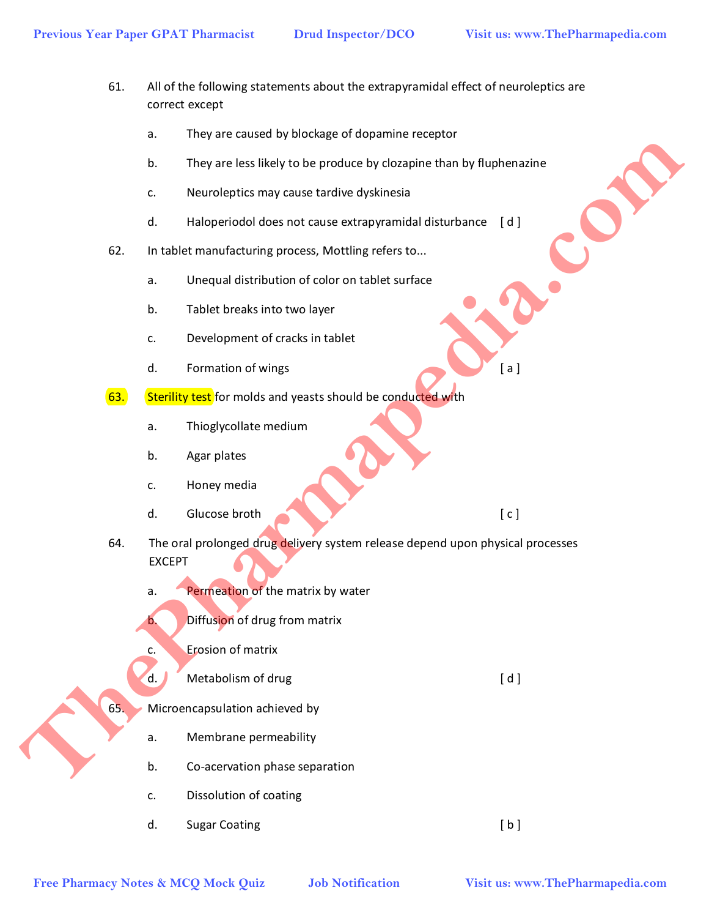61. All of the following statements about the extrapyramidal effect of neuroleptics are correct except

    a. They are caused by blockage of dopamine receptor
    b. They are less likely to be produce by clozapine than by fluphenazine
    c. Neuroleptics may cause tardive dyskinesia
    d. Haloperiodol does not cause extrapyramidal disturbance [ d ]

62. In tablet manufacturing process, Mottling refers to...

    a. Unequal distribution of color on tablet surface
    b. Tablet breaks into two layer
    c. Development of cracks in tablet
    d. Formation of wings [ a ]

63. Sterility test for molds and yeasts should be conducted with

    a. Thioglycollate medium
    b. Agar plates
    c. Honey media
    d. Glucose broth [ c ]

64. The oral prolonged drug delivery system release depend upon physical processes EXCEPT

    a. Permeation of the matrix by water
    b. Diffusion of drug from matrix
    c. Erosion of matrix
    d. Metabolism of drug [ d ]

65. Microencapsulation achieved by

    a. Membrane permeability
    b. Co-acervation phase separation
    c. Dissolution of coating
    d. Sugar Coating [ b ]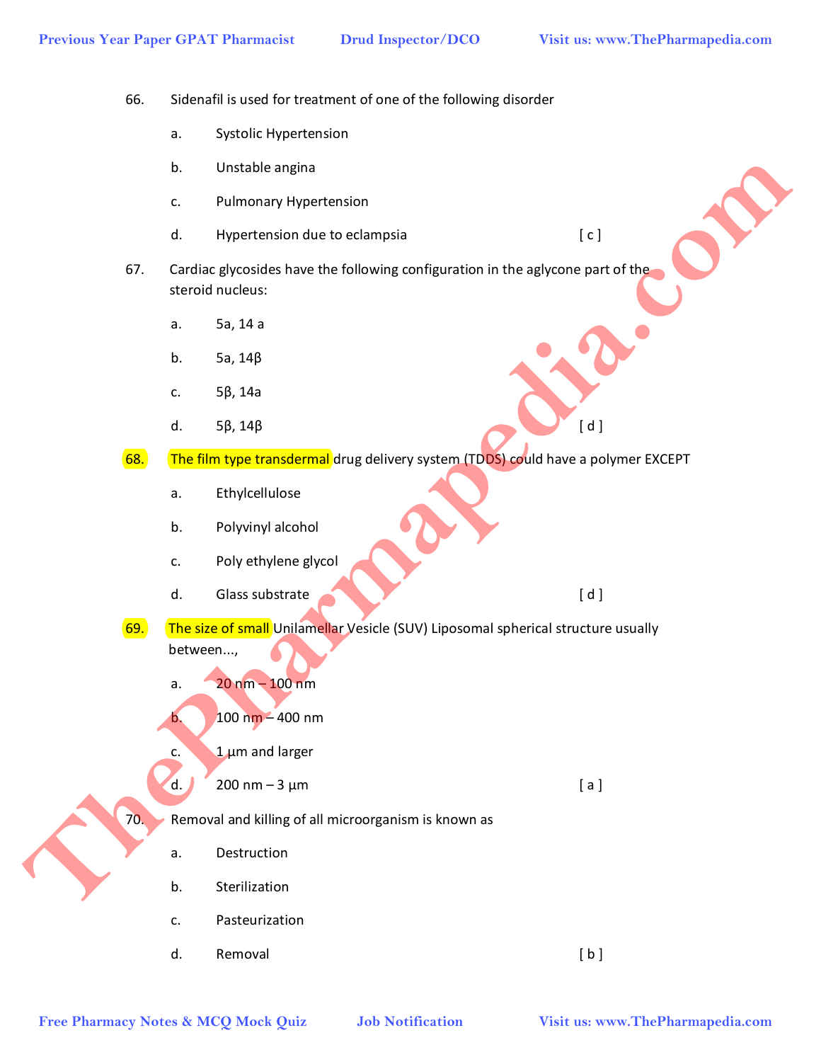66. Sidenafil is used for treatment of one of the following disorder

a. Systolic Hypertension

b. Unstable angina

c. Pulmonary Hypertension

d. Hypertension due to eclampsia [ c ]

67. Cardiac glycosides have the following configuration in the aglycone part of the steroid nucleus:

a. 5a, 14 a

b. 5a, 14β

c. 5β, 14a

d. 5β, 14β [ d ]

68. The film type transdermal drug delivery system (TDDS) could have a polymer EXCEPT

a. Ethylcellulose

b. Polyvinyl alcohol

c. Poly ethylene glycol

d. Glass substrate [ d ]

69. The size of small Unilamellar Vesicle (SUV) Liposomal spherical structure usually between...,

a. 20 nm – 100 nm

b. 100 nm – 400 nm

c. 1 µm and larger

d. 200 nm – 3 µm [ a ]

70. Removal and killing of all microorganism is known as

a. Destruction

b. Sterilization

c. Pasteurization

d. Removal [ b ]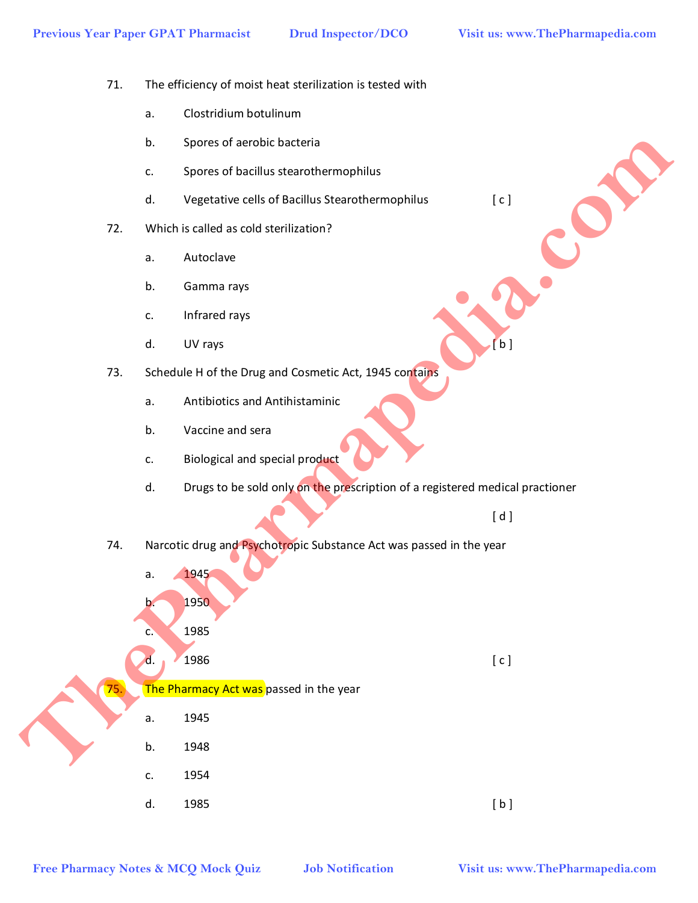71. The efficiency of moist heat sterilization is tested with

    a. Clostridium botulinum

    b. Spores of aerobic bacteria

    c. Spores of bacillus stearothermophilus

    d. Vegetative cells of Bacillus Stearothermophilus [ c ]

72. Which is called as cold sterilization?

    a. Autoclave

    b. Gamma rays

    c. Infrared rays

    d. UV rays [ b ]

73. Schedule H of the Drug and Cosmetic Act, 1945 contains

    a. Antibiotics and Antihistaminic

    b. Vaccine and sera

    c. Biological and special product

    d. Drugs to be sold only on the prescription of a registered medical practioner

    [ d ]

74. Narcotic drug and Psychotropic Substance Act was passed in the year

    a. 1945

    b. 1950

    c. 1985

    d. 1986 [ c ]

75. The Pharmacy Act was passed in the year

    a. 1945

    b. 1948

    c. 1954

    d. 1985 [ b ]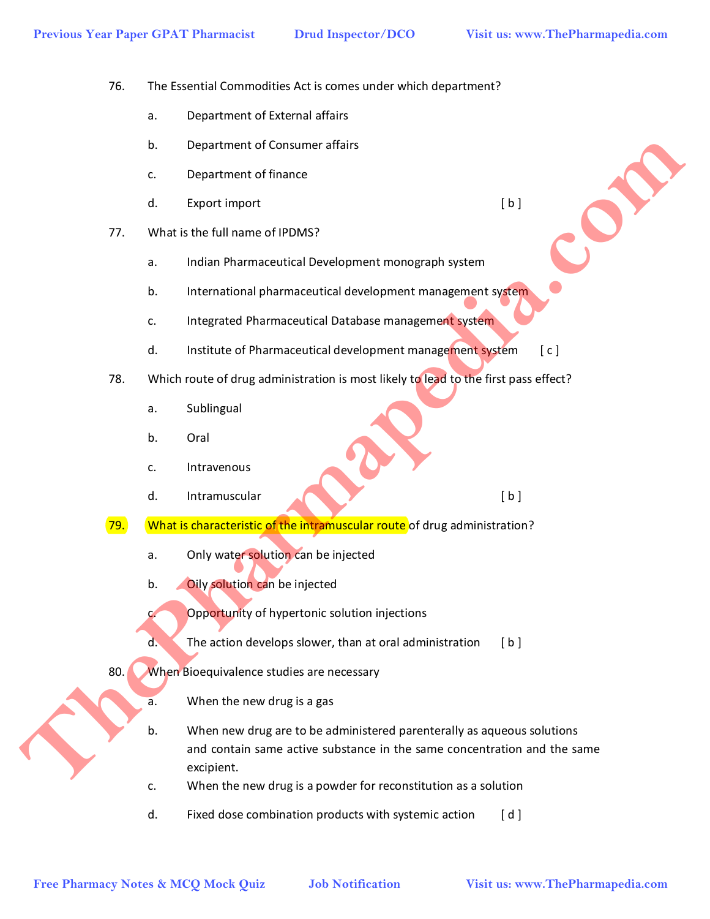76. The Essential Commodities Act is comes under which department?

   a. Department of External affairs

   b. Department of Consumer affairs

   c. Department of finance

   d. Export import [ b ]

77. What is the full name of IPDMS?

   a. Indian Pharmaceutical Development monograph system

   b. International pharmaceutical development management system

   c. Integrated Pharmaceutical Database management system

   d. Institute of Pharmaceutical development management system [ c ]

78. Which route of drug administration is most likely to lead to the first pass effect?

   a. Sublingual

   b. Oral

   c. Intravenous

   d. Intramuscular [ b ]

79. What is characteristic of the intramuscular route of drug administration?

   a. Only water solution can be injected

   b. Oily solution can be injected

   c. Opportunity of hypertonic solution injections

   d. The action develops slower, than at oral administration [ b ]

80. When Bioequivalence studies are necessary

   a. When the new drug is a gas

   b. When new drug are to be administered parenterally as aqueous solutions and contain same active substance in the same concentration and the same excipient.

   c. When the new drug is a powder for reconstitution as a solution

   d. Fixed dose combination products with systemic action [ d ]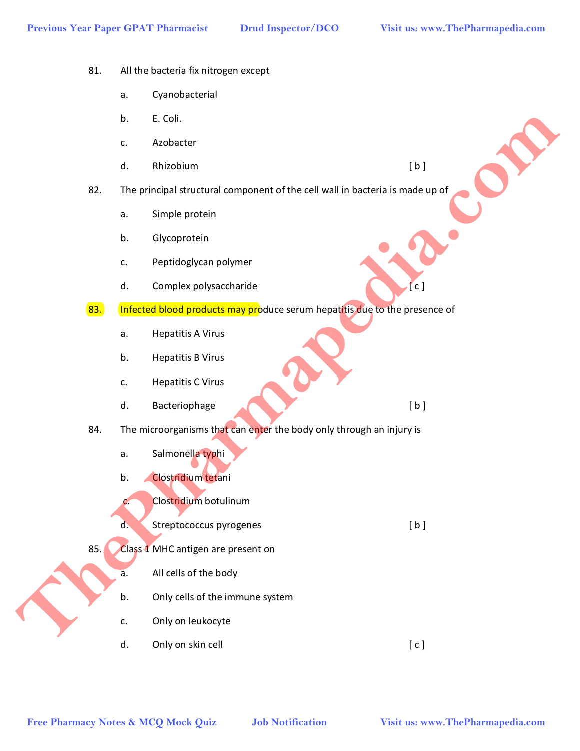81. All the bacteria fix nitrogen except

a. Cyanobacterial

b. E. Coli.

c. Azobacter

d. Rhizobium [ b ]

82. The principal structural component of the cell wall in bacteria is made up of

a. Simple protein

b. Glycoprotein

c. Peptidoglycan polymer

d. Complex polysaccharide [ c ]

83. Infected blood products may produce serum hepatitis due to the presence of

a. Hepatitis A Virus

b. Hepatitis B Virus

c. Hepatitis C Virus

d. Bacteriophage [ b ]

84. The microorganisms that can enter the body only through an injury is

a. Salmonella typhi

b. Clostridium tetani

c. Clostridium botulinum

d. Streptococcus pyrogenes [ b ]

85. Class 1 MHC antigen are present on

a. All cells of the body

b. Only cells of the immune system

c. Only on leukocyte

d. Only on skin cell [ c ]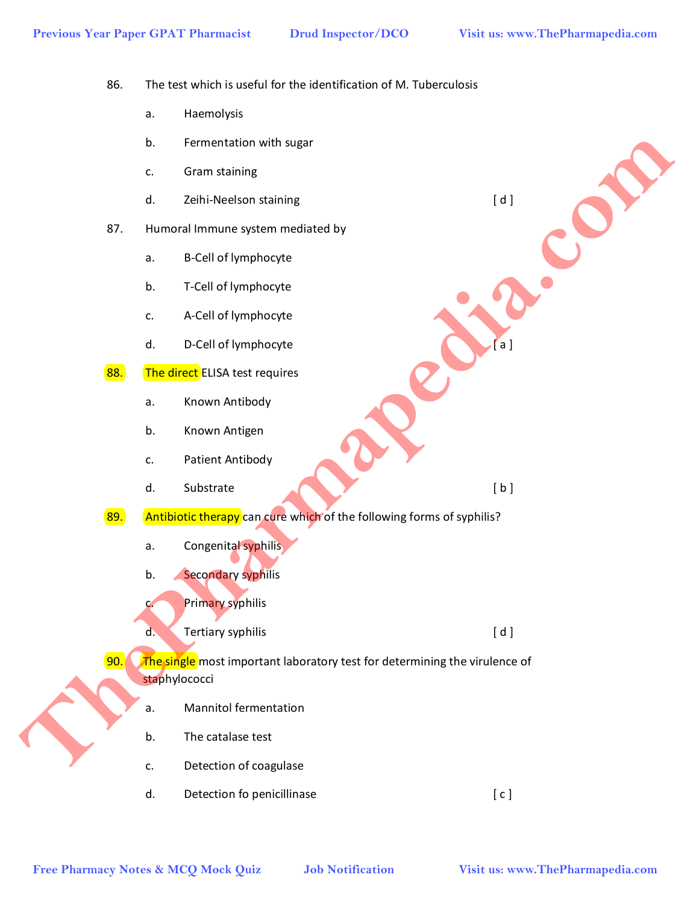86. The test which is useful for the identification of M. Tuberculosis

a. Haemolysis

b. Fermentation with sugar

c. Gram staining

d. Zeihi-Neelson staining [ d ]

87. Humoral Immune system mediated by

a. B-Cell of lymphocyte

b. T-Cell of lymphocyte

c. A-Cell of lymphocyte

d. D-Cell of lymphocyte [ a ]

88. The direct ELISA test requires

a. Known Antibody

b. Known Antigen

c. Patient Antibody

d. Substrate [ b ]

89. Antibiotic therapy can cure which of the following forms of syphilis?

a. Congenital syphilis

b. Secondary syphilis

c. Primary syphilis

d. Tertiary syphilis [ d ]

90. The single most important laboratory test for determining the virulence of staphylococci

a. Mannitol fermentation

b. The catalase test

c. Detection of coagulase

d. Detection fo penicillinase [ c ]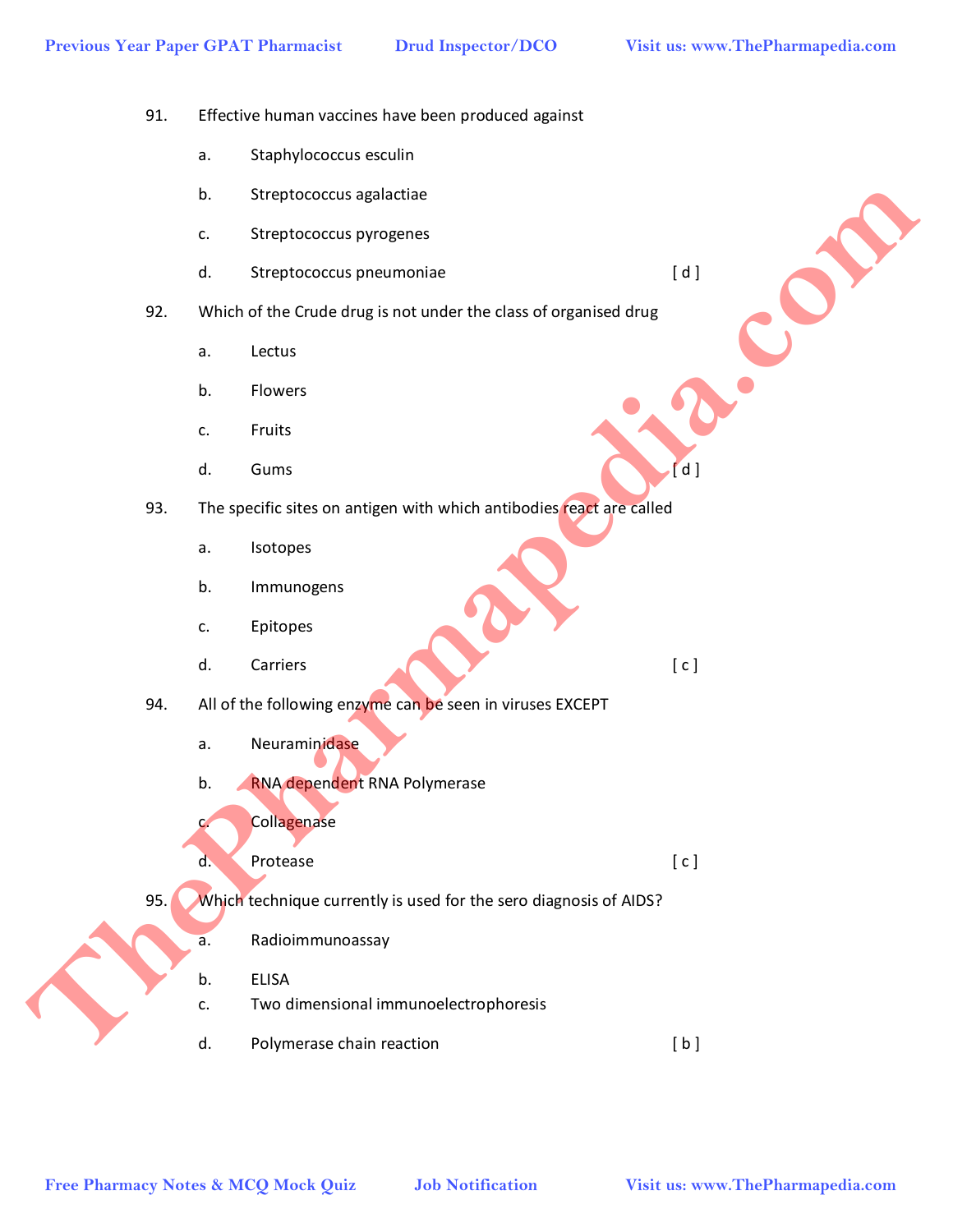91. Effective human vaccines have been produced against

a. Staphylococcus esculin

b. Streptococcus agalactiae

c. Streptococcus pyrogenes

d. Streptococcus pneumoniae [ d ]

92. Which of the Crude drug is not under the class of organised drug

a. Lectus

b. Flowers

c. Fruits

d. Gums [ d ]

93. The specific sites on antigen with which antibodies react are called

a. Isotopes

b. Immunogens

c. Epitopes

d. Carriers [ c ]

94. All of the following enzyme can be seen in viruses EXCEPT

a. Neuraminidase

b. RNA dependent RNA Polymerase

c. Collagenase

d. Protease [ c ]

95. Which technique currently is used for the sero diagnosis of AIDS?

a. Radioimmunoassay

b. ELISA

c. Two dimensional immunoelectrophoresis

d. Polymerase chain reaction [ b ]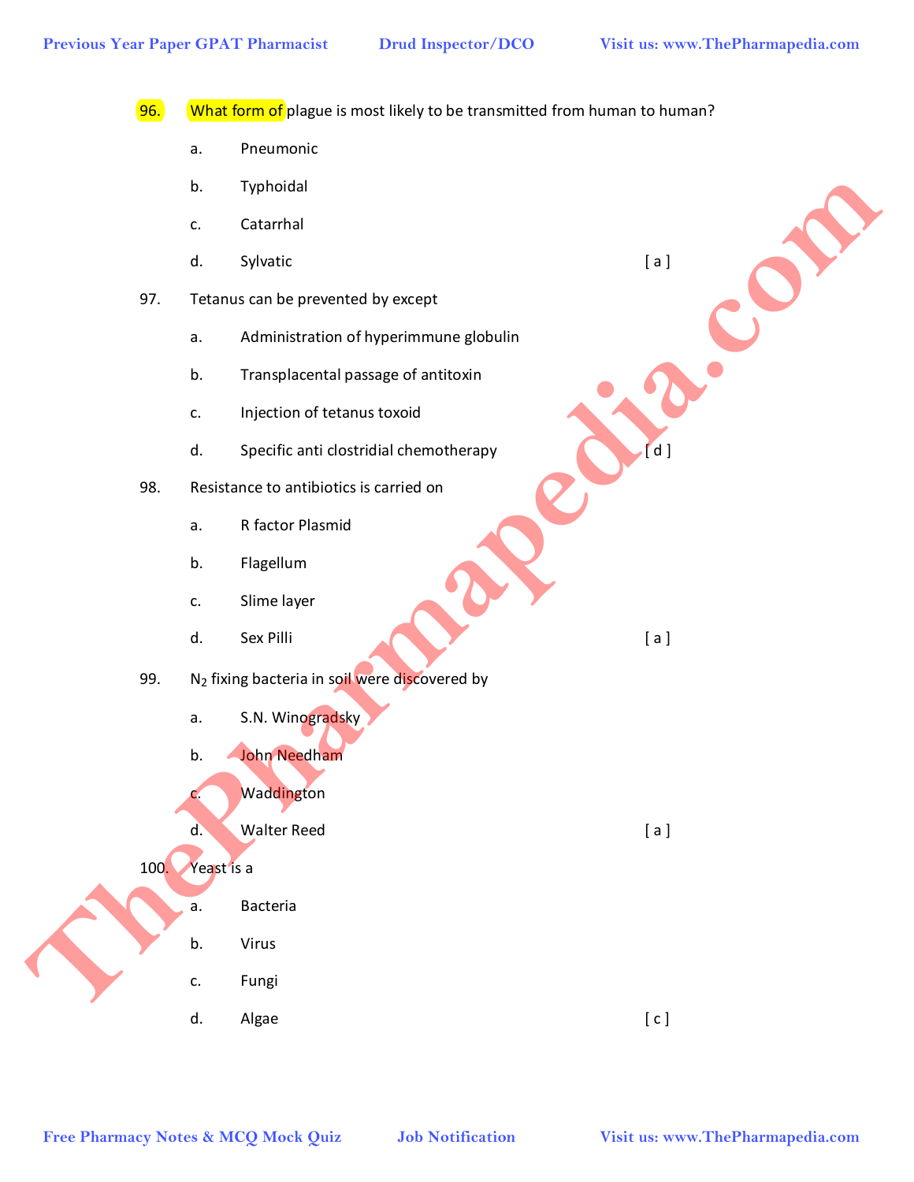96. What form of plague is most likely to be transmitted from human to human?

a. Pneumonic

b. Typhoidal

c. Catarrhal

d. Sylvatic [ a ]

97. Tetanus can be prevented by except

a. Administration of hyperimmune globulin

b. Transplacental passage of antitoxin

c. Injection of tetanus toxoid

d. Specific anti clostridial chemotherapy [ d ]

98. Resistance to antibiotics is carried on

a. R factor Plasmid

b. Flagellum

c. Slime layer

d. Sex Pilli [ a ]

99. $N_2$ fixing bacteria in soil were discovered by

a. S.N. Winogradsky

b. John Needham

c. Waddington

d. Walter Reed [ a ]

100. Yeast is a

a. Bacteria

b. Virus

c. Fungi

d. Algae [ c ]